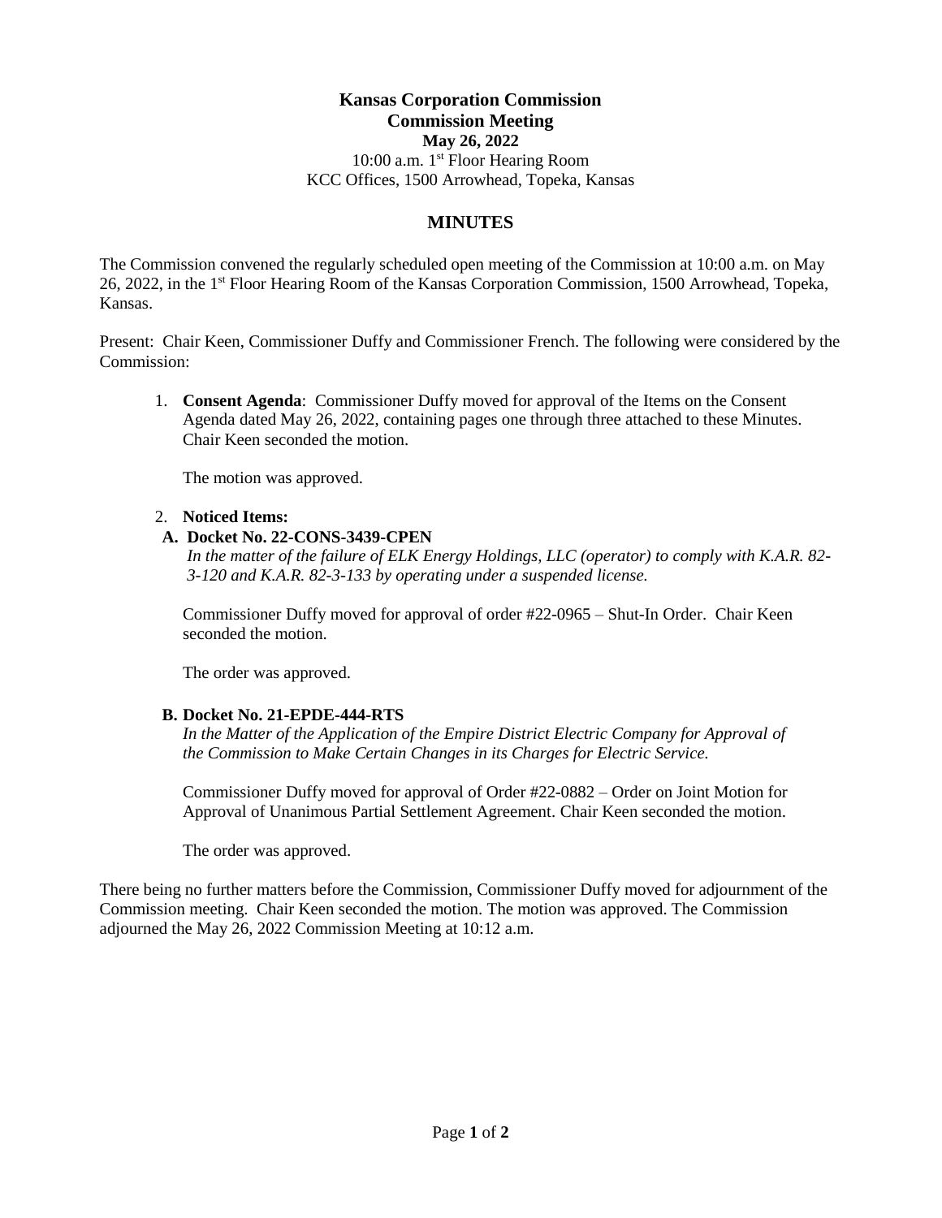# Kansas Corporation Commission
## Commission Meeting
### May 26, 2022

10:00 a.m. 1st Floor Hearing Room
KCC Offices, 1500 Arrowhead, Topeka, Kansas

## MINUTES

The Commission convened the regularly scheduled open meeting of the Commission at 10:00 a.m. on May 26, 2022, in the 1st Floor Hearing Room of the Kansas Corporation Commission, 1500 Arrowhead, Topeka, Kansas.

Present: Chair Keen, Commissioner Duffy and Commissioner French. The following were considered by the Commission:

1. **Consent Agenda**: Commissioner Duffy moved for approval of the Items on the Consent Agenda dated May 26, 2022, containing pages one through three attached to these Minutes. Chair Keen seconded the motion.

   The motion was approved.

2. **Noticed Items:**

   **A. Docket No. 22-CONS-3439-CPEN**
   *In the matter of the failure of ELK Energy Holdings, LLC (operator) to comply with K.A.R. 82-3-120 and K.A.R. 82-3-133 by operating under a suspended license.*

   Commissioner Duffy moved for approval of order #22-0965 – Shut-In Order. Chair Keen seconded the motion.

   The order was approved.

   **B. Docket No. 21-EPDE-444-RTS**
   *In the Matter of the Application of the Empire District Electric Company for Approval of the Commission to Make Certain Changes in its Charges for Electric Service.*

   Commissioner Duffy moved for approval of Order #22-0882 – Order on Joint Motion for Approval of Unanimous Partial Settlement Agreement. Chair Keen seconded the motion.

   The order was approved.

There being no further matters before the Commission, Commissioner Duffy moved for adjournment of the Commission meeting. Chair Keen seconded the motion. The motion was approved. The Commission adjourned the May 26, 2022 Commission Meeting at 10:12 a.m.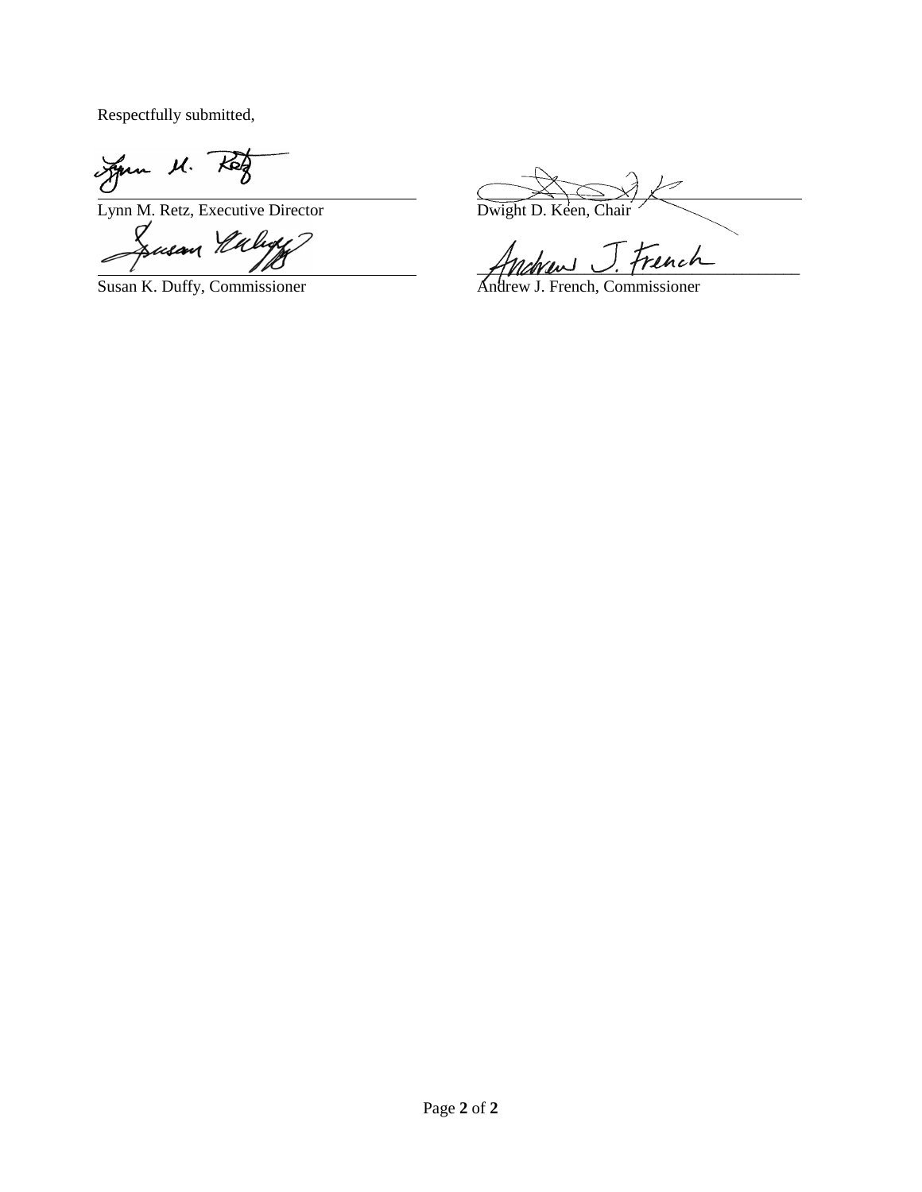Respectfully submitted,

Lynn M. Retz, Executive Director

Dwight D. Keen, Chair

Susan K. Duffy, Commissioner

Andrew J. French, Commissioner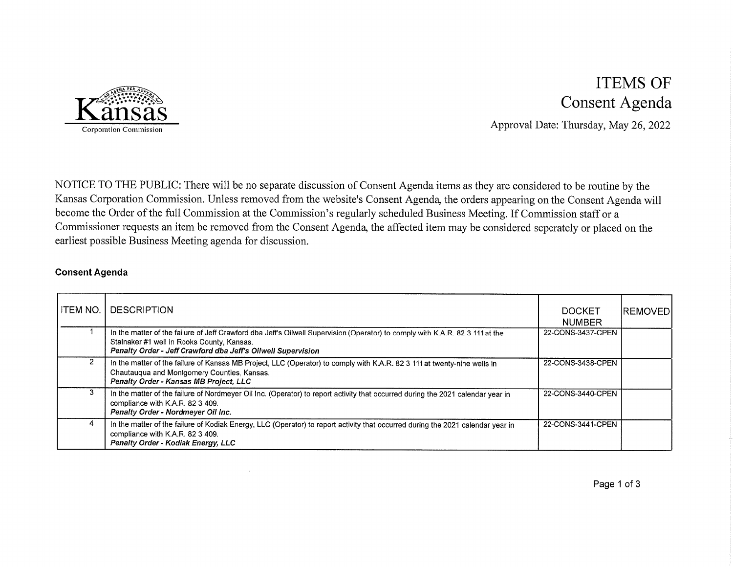# ITEMS OF Consent Agenda

Kansas Corporation Commission

Approval Date: Thursday, May 26, 2022

NOTICE TO THE PUBLIC: There will be no separate discussion of Consent Agenda items as they are considered to be routine by the Kansas Corporation Commission. Unless removed from the website's Consent Agenda, the orders appearing on the Consent Agenda will become the Order of the full Commission at the Commission's regularly scheduled Business Meeting. If Commission staff or a Commissioner requests an item be removed from the Consent Agenda, the affected item may be considered seperately or placed on the earliest possible Business Meeting agenda for discussion.

**Consent Agenda**

| ITEM NO. | DESCRIPTION | DOCKET NUMBER | REMOVED |
|---|---|---|---|
| 1 | In the matter of the failure of Jeff Crawford dba Jeff's Oilwell Supervision (Operator) to comply with K.A.R. 82 3 111 at the Stalnaker #1 well in Rooks County, Kansas. ***Penalty Order - Jeff Crawford dba Jeff's Oilwell Supervision*** | 22-CONS-3437-CPEN | |
| 2 | In the matter of the failure of Kansas MB Project, LLC (Operator) to comply with K.A.R. 82 3 111 at twenty-nine wells in Chautauqua and Montgomery Counties, Kansas. ***Penalty Order - Kansas MB Project, LLC*** | 22-CONS-3438-CPEN | |
| 3 | In the matter of the failure of Nordmeyer Oil Inc. (Operator) to report activity that occurred during the 2021 calendar year in compliance with K.A.R. 82 3 409. ***Penalty Order - Nordmeyer Oil Inc.*** | 22-CONS-3440-CPEN | |
| 4 | In the matter of the failure of Kodiak Energy, LLC (Operator) to report activity that occurred during the 2021 calendar year in compliance with K.A.R. 82 3 409. ***Penalty Order - Kodiak Energy, LLC*** | 22-CONS-3441-CPEN | |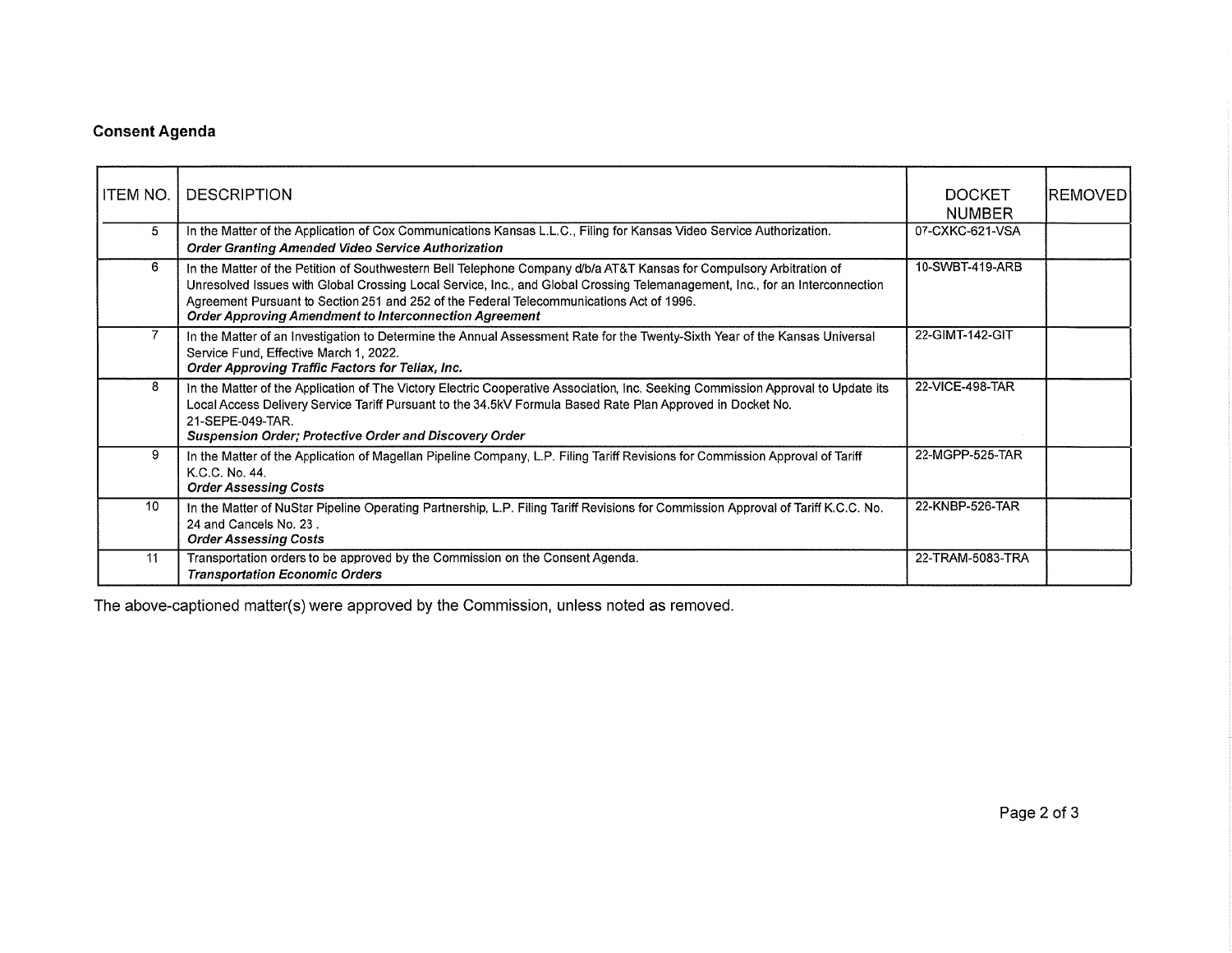**Consent Agenda**

| ITEM NO. | DESCRIPTION | DOCKET NUMBER | REMOVED |
|---|---|---|---|
| 5 | In the Matter of the Application of Cox Communications Kansas L.L.C., Filing for Kansas Video Service Authorization. ***Order Granting Amended Video Service Authorization*** | 07-CXKC-621-VSA | |
| 6 | In the Matter of the Petition of Southwestern Bell Telephone Company d/b/a AT&T Kansas for Compulsory Arbitration of Unresolved Issues with Global Crossing Local Service, Inc., and Global Crossing Telemanagement, Inc., for an Interconnection Agreement Pursuant to Section 251 and 252 of the Federal Telecommunications Act of 1996. ***Order Approving Amendment to Interconnection Agreement*** | 10-SWBT-419-ARB | |
| 7 | In the Matter of an Investigation to Determine the Annual Assessment Rate for the Twenty-Sixth Year of the Kansas Universal Service Fund, Effective March 1, 2022. ***Order Approving Traffic Factors for Teliax, Inc.*** | 22-GIMT-142-GIT | |
| 8 | In the Matter of the Application of The Victory Electric Cooperative Association, Inc. Seeking Commission Approval to Update its Local Access Delivery Service Tariff Pursuant to the 34.5kV Formula Based Rate Plan Approved in Docket No. 21-SEPE-049-TAR. ***Suspension Order; Protective Order and Discovery Order*** | 22-VICE-498-TAR | |
| 9 | In the Matter of the Application of Magellan Pipeline Company, L.P. Filing Tariff Revisions for Commission Approval of Tariff K.C.C. No. 44. ***Order Assessing Costs*** | 22-MGPP-525-TAR | |
| 10 | In the Matter of NuStar Pipeline Operating Partnership, L.P. Filing Tariff Revisions for Commission Approval of Tariff K.C.C. No. 24 and Cancels No. 23 . ***Order Assessing Costs*** | 22-KNBP-526-TAR | |
| 11 | Transportation orders to be approved by the Commission on the Consent Agenda. ***Transportation Economic Orders*** | 22-TRAM-5083-TRA | |

The above-captioned matter(s) were approved by the Commission, unless noted as removed.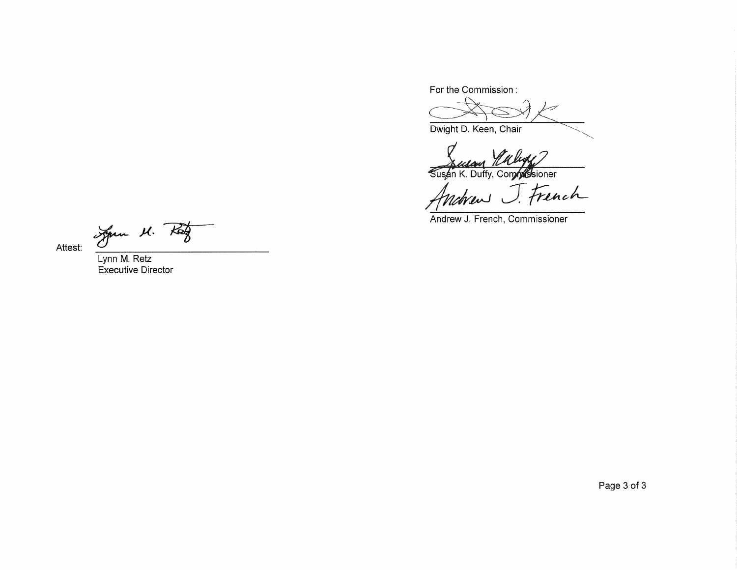For the Commission:

Dwight D. Keen, Chair

Susan K. Duffy, Commissioner

Andrew J. French, Commissioner

Attest:

Lynn M. Retz
Executive Director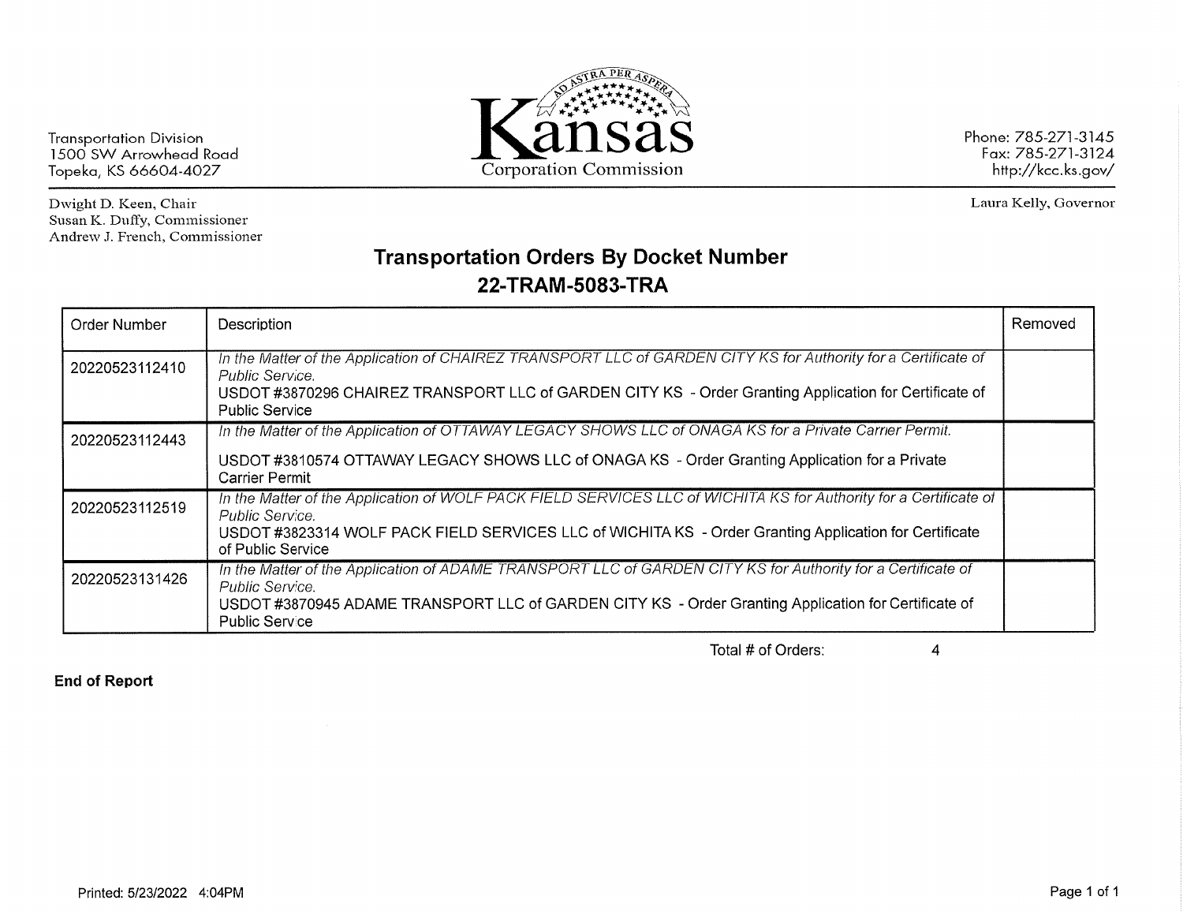Transportation Division
1500 SW Arrowhead Road
Topeka, KS 66604-4027

**Kansas Corporation Commission**

Phone: 785-271-3145
Fax: 785-271-3124
http://kcc.ks.gov/

Dwight D. Keen, Chair
Susan K. Duffy, Commissioner
Andrew J. French, Commissioner

Laura Kelly, Governor

## Transportation Orders By Docket Number

## 22-TRAM-5083-TRA

| Order Number | Description | Removed |
|---|---|---|
| 20220523112410 | *In the Matter of the Application of CHAIREZ TRANSPORT LLC of GARDEN CITY KS for Authority for a Certificate of Public Service.*<br>USDOT #3870296 CHAIREZ TRANSPORT LLC of GARDEN CITY KS - Order Granting Application for Certificate of Public Service | |
| 20220523112443 | *In the Matter of the Application of OTTAWAY LEGACY SHOWS LLC of ONAGA KS for a Private Carrier Permit.*<br>USDOT #3810574 OTTAWAY LEGACY SHOWS LLC of ONAGA KS - Order Granting Application for a Private Carrier Permit | |
| 20220523112519 | *In the Matter of the Application of WOLF PACK FIELD SERVICES LLC of WICHITA KS for Authority for a Certificate of Public Service.*<br>USDOT #3823314 WOLF PACK FIELD SERVICES LLC of WICHITA KS - Order Granting Application for Certificate of Public Service | |
| 20220523131426 | *In the Matter of the Application of ADAME TRANSPORT LLC of GARDEN CITY KS for Authority for a Certificate of Public Service.*<br>USDOT #3870945 ADAME TRANSPORT LLC of GARDEN CITY KS - Order Granting Application for Certificate of Public Service | |

Total # of Orders: 4

**End of Report**

Printed: 5/23/2022 4:04PM